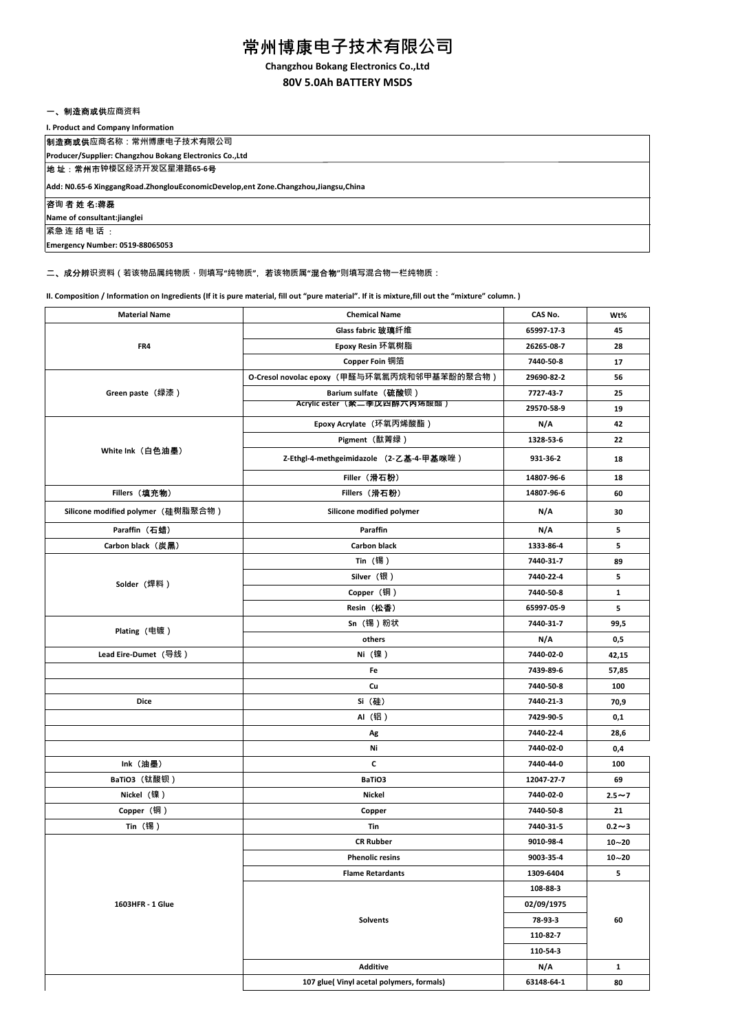# 常州博康电子技术有限公司

**Changzhou Bokang Electronics Co.,Ltd**

**80V 5.0Ah BATTERY MSDS**

## 一、制造商或供应商资料

**I. Product and Company Information**

制造商或供应商名称：常州博康电子技术有限公司

**Producer/Supplier: Changzhou Bokang Electronics Co.,Ltd**

地 址：常州市钟楼区经济开发区星港路65-6号

**Add: N0.65-6 XinggangRoad.ZhonglouEconomicDevelop,ent Zone.Changzhou,Jiangsu,China**

咨 询 者 姓 名:蒋磊

**Name of consultant:jianglei**

紧急 连 络 电 话 ：

**Emergency Number: 0519-88065053**

## 二、成分辨识资料（若该物品属纯物质，则填写"纯物质"，若该物质属"混合物"则填写混合物一栏纯物质：

**II. Composition / Information on Ingredients (If it is pure material, fill out "pure material". If it is mixture,fill out the "mixture" column. )**

| Material Name | Chemical Name | CAS No. | Wt% |
|---|---|---|---|
| FR4 | Glass fabric 玻璃纤维 | 65997-17-3 | 45 |
| | Epoxy Resin 环氧树脂 | 26265-08-7 | 28 |
| | Copper Foin 铜箔 | 7440-50-8 | 17 |
| Green paste（绿漆） | O-Cresol novolac epoxy（甲醛与环氧氯丙烷和邻甲基苯酚的聚合物） | 29690-82-2 | 56 |
| | Barium sulfate（硫酸钡） | 7727-43-7 | 25 |
| | Acrylic ester（聚二季戊四醇六丙烯酸酯） | 29570-58-9 | 19 |
| White Ink（白色油墨） | Epoxy Acrylate（环氧丙烯酸酯） | N/A | 42 |
| | Pigment（酞菁绿） | 1328-53-6 | 22 |
| | Z-Ethgl-4-methgeimidazole （2-乙基-4-甲基咪唑） | 931-36-2 | 18 |
| | Filler（滑石粉） | 14807-96-6 | 18 |
| Fillers（填充物） | Fillers（滑石粉） | 14807-96-6 | 60 |
| Silicone modified polymer（硅树脂聚合物） | Silicone modified polymer | N/A | 30 |
| Paraffin（石蜡） | Paraffin | N/A | 5 |
| Carbon black（炭黑） | Carbon black | 1333-86-4 | 5 |
| Solder（焊料） | Tin（锡） | 7440-31-7 | 89 |
| | Silver（银） | 7440-22-4 | 5 |
| | Copper（铜） | 7440-50-8 | 1 |
| | Resin（松香） | 65997-05-9 | 5 |
| Plating（电镀） | Sn（锡）粉状 | 7440-31-7 | 99,5 |
| | others | N/A | 0,5 |
| Lead Eire-Dumet（导线） | Ni（镍） | 7440-02-0 | 42,15 |
| | Fe | 7439-89-6 | 57,85 |
| | Cu | 7440-50-8 | 100 |
| Dice | Si（硅） | 7440-21-3 | 70,9 |
| | Al（铝） | 7429-90-5 | 0,1 |
| | Ag | 7440-22-4 | 28,6 |
| | Ni | 7440-02-0 | 0,4 |
| Ink（油墨） | C | 7440-44-0 | 100 |
| BaTiO3（钛酸钡） | BaTiO3 | 12047-27-7 | 69 |
| Nickel（镍） | Nickel | 7440-02-0 | 2.5～7 |
| Copper（铜） | Copper | 7440-50-8 | 21 |
| Tin（锡） | Tin | 7440-31-5 | 0.2～3 |
| 1603HFR - 1 Glue | CR Rubber | 9010-98-4 | 10~20 |
| | Phenolic resins | 9003-35-4 | 10~20 |
| | Flame Retardants | 1309-6404 | 5 |
| | Solvents | 108-88-3 | 60 |
| | | 02/09/1975 | |
| | | 78-93-3 | |
| | | 110-82-7 | |
| | | 110-54-3 | |
| | Additive | N/A | 1 |
| | 107 glue( Vinyl acetal polymers, formals) | 63148-64-1 | 80 |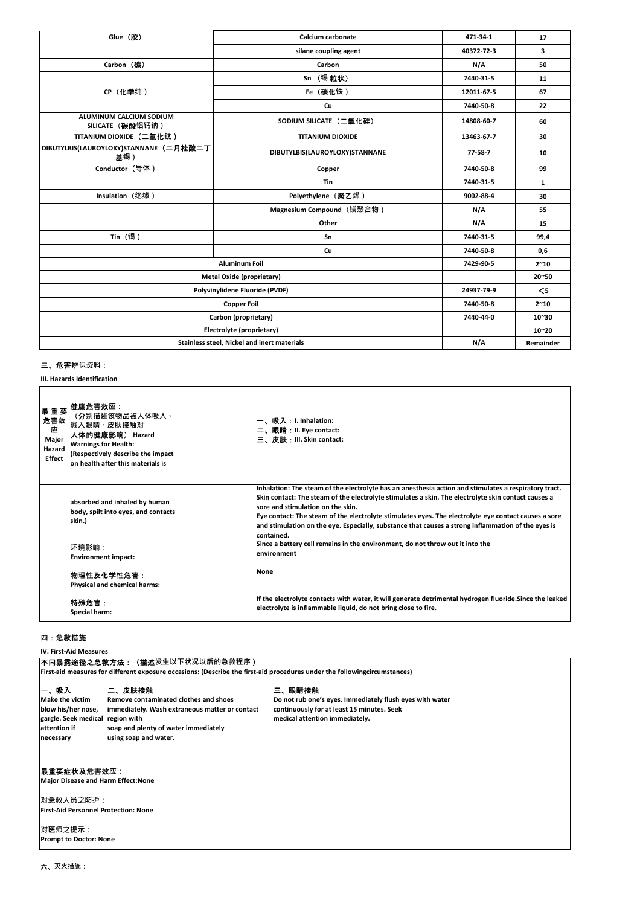| Glue（胶） | Calcium carbonate | 471-34-1 | 17 |
|---|---|---|---|
| | silane coupling agent | 40372-72-3 | 3 |
| Carbon（碳） | Carbon | N/A | 50 |
| CP（化学纯） | Sn（锡粒状） | 7440-31-5 | 11 |
| | Fe（碳化铁） | 12011-67-5 | 67 |
| | Cu | 7440-50-8 | 22 |
| ALUMINUM CALCIUM SODIUM SILICATE（硅酸铝钙钠） | SODIUM SILICATE（二氧化硅） | 14808-60-7 | 60 |
| TITANIUM DIOXIDE（二氧化钛） | TITANIUM DIOXIDE | 13463-67-7 | 30 |
| DIBUTYLBIS(LAUROYLOXY)STANNANE（二月桂酸二丁基锡） | DIBUTYLBIS(LAUROYLOXY)STANNANE | 77-58-7 | 10 |
| Conductor（导体） | Copper | 7440-50-8 | 99 |
| | Tin | 7440-31-5 | 1 |
| Insulation（绝缘） | Polyethylene（聚乙烯） | 9002-88-4 | 30 |
| | Magnesium Compound（镁聚合物） | N/A | 55 |
| | Other | N/A | 15 |
| Tin（锡） | Sn | 7440-31-5 | 99,4 |
| | Cu | 7440-50-8 | 0,6 |
| Aluminum Foil | | 7429-90-5 | 2~10 |
| Metal Oxide (proprietary) | | | 20~50 |
| Polyvinylidene Fluoride (PVDF) | | 24937-79-9 | <5 |
| Copper Foil | | 7440-50-8 | 2~10 |
| Carbon (proprietary) | | 7440-44-0 | 10~30 |
| Electrolyte (proprietary) | | | 10~20 |
| Stainless steel, Nickel and inert materials | | N/A | Remainder |

## 三、危害辨识资料：

**III. Hazards Identification**

| 最重要危害效应 Major Hazard Effect | 健康危害效应：（分别描述该物品被人体吸入、溅入眼睛、皮肤接触对人体的健康影响） Hazard Warnings for Health: (Respectively describe the impact on health after this materials is absorbed and inhaled by human body, spilt into eyes, and contacts skin.) | 一、吸入：I. Inhalation:<br>二、眼睛：II. Eye contact:<br>三、皮肤：III. Skin contact:<br><br>Inhalation: The steam of the electrolyte has an anesthesia action and stimulates a respiratory tract.<br>Skin contact: The steam of the electrolyte stimulates a skin. The electrolyte skin contact causes a sore and stimulation on the skin.<br>Eye contact: The steam of the electrolyte stimulates eyes. The electrolyte eye contact causes a sore and stimulation on the eye. Especially, substance that causes a strong inflammation of the eyes is contained. |
|---|---|---|
| | 环境影响：<br>Environment impact: | Since a battery cell remains in the environment, do not throw out it into the environment |
| | 物理性及化学性危害：<br>Physical and chemical harms: | None |
| | 特殊危害：<br>Special harm: | If the electrolyte contacts with water, it will generate detrimental hydrogen fluoride.Since the leaked electrolyte is inflammable liquid, do not bring close to fire. |

## 四：急救措施

**IV. First-Aid Measures**

**不同暴露途径之急救方法：（描述发生以下状况以后的急救程序）**
**First-aid measures for different exposure occasions: (Describe the first-aid procedures under the followingcircumstances)**

| 一、吸入 | 二、皮肤接触 | 三、眼睛接触 | |
|---|---|---|---|
| Make the victim blow his/her nose, gargle. Seek medical attention if necessary | Remove contaminated clothes and shoes immediately. Wash extraneous matter or contact region with soap and plenty of water immediately using soap and water. | Do not rub one's eyes. Immediately flush eyes with water continuously for at least 15 minutes. Seek medical attention immediately. | |

最重要症状及危害效应：
**Major Disease and Harm Effect:None**

对急救人员之防护：
**First-Aid Personnel Protection: None**

对医师之提示：
**Prompt to Doctor: None**

## 六、灭火措施：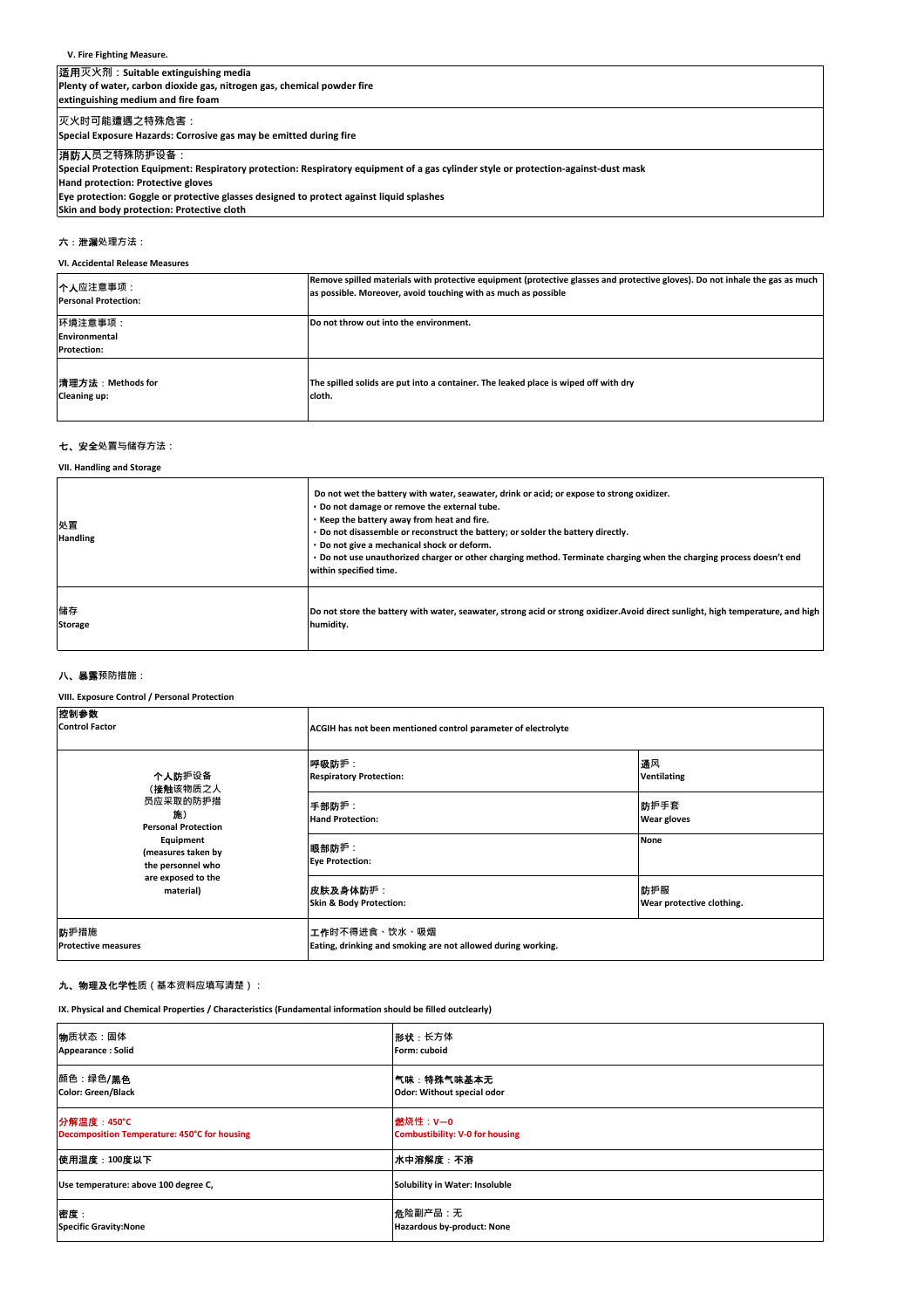**V. Fire Fighting Measure.**

| 适用灭火剂：Suitable extinguishing media<br>Plenty of water, carbon dioxide gas, nitrogen gas, chemical powder fire extinguishing medium and fire foam |
|---|
| 灭火时可能遭遇之特殊危害：<br>Special Exposure Hazards: Corrosive gas may be emitted during fire |
| 消防人员之特殊防护设备：<br>Special Protection Equipment: Respiratory protection: Respiratory equipment of a gas cylinder style or protection-against-dust mask<br>Hand protection: Protective gloves<br>Eye protection: Goggle or protective glasses designed to protect against liquid splashes<br>Skin and body protection: Protective cloth |

**六：泄漏处理方法：**

**VI. Accidental Release Measures**

| | |
|---|---|
| 个人应注意事项：<br>Personal Protection: | Remove spilled materials with protective equipment (protective glasses and protective gloves). Do not inhale the gas as much as possible. Moreover, avoid touching with as much as possible |
| 环境注意事项：<br>Environmental Protection: | Do not throw out into the environment. |
| 清理方法：Methods for Cleaning up: | The spilled solids are put into a container. The leaked place is wiped off with dry cloth. |

**七、安全处置与储存方法：**

**VII. Handling and Storage**

| | |
|---|---|
| 处置<br>Handling | Do not wet the battery with water, seawater, drink or acid; or expose to strong oxidizer.<br>・Do not damage or remove the external tube.<br>・Keep the battery away from heat and fire.<br>・Do not disassemble or reconstruct the battery; or solder the battery directly.<br>・Do not give a mechanical shock or deform.<br>・Do not use unauthorized charger or other charging method. Terminate charging when the charging process doesn't end within specified time. |
| 储存<br>Storage | Do not store the battery with water, seawater, strong acid or strong oxidizer.Avoid direct sunlight, high temperature, and high humidity. |

**八、暴露预防措施：**

**VIII. Exposure Control / Personal Protection**

| | | |
|---|---|---|
| 控制参数<br>Control Factor | ACGIH has not been mentioned control parameter of electrolyte | |
| 个人防护设备（接触该物质之人员应采取的防护措施）<br>Personal Protection Equipment (measures taken by the personnel who are exposed to the material) | 呼吸防护：<br>Respiratory Protection: | 通风<br>Ventilating |
| | 手部防护：<br>Hand Protection: | 防护手套<br>Wear gloves |
| | 眼部防护：<br>Eye Protection: | None |
| | 皮肤及身体防护：<br>Skin & Body Protection: | 防护服<br>Wear protective clothing. |
| 防护措施<br>Protective measures | 工作时不得进食、饮水、吸烟<br>Eating, drinking and smoking are not allowed during working. | |

**九、物理及化学性质（基本资料应填写清楚）：**

**IX. Physical and Chemical Properties / Characteristics (Fundamental information should be filled outclearly)**

| | |
|---|---|
| 物质状态：固体<br>Appearance : Solid | 形状：长方体<br>Form: cuboid |
| 颜色：绿色/黑色<br>Color: Green/Black | 气味：特殊气味基本无<br>Odor: Without special odor |
| 分解温度：450°C<br>Decomposition Temperature: 450°C for housing | 燃烧性：V—0<br>Combustibility: V-0 for housing |
| 使用温度：100度以下 | 水中溶解度：不溶 |
| Use temperature: above 100 degree C, | Solubility in Water: Insoluble |
| 密度：<br>Specific Gravity:None | 危险副产品：无<br>Hazardous by-product: None |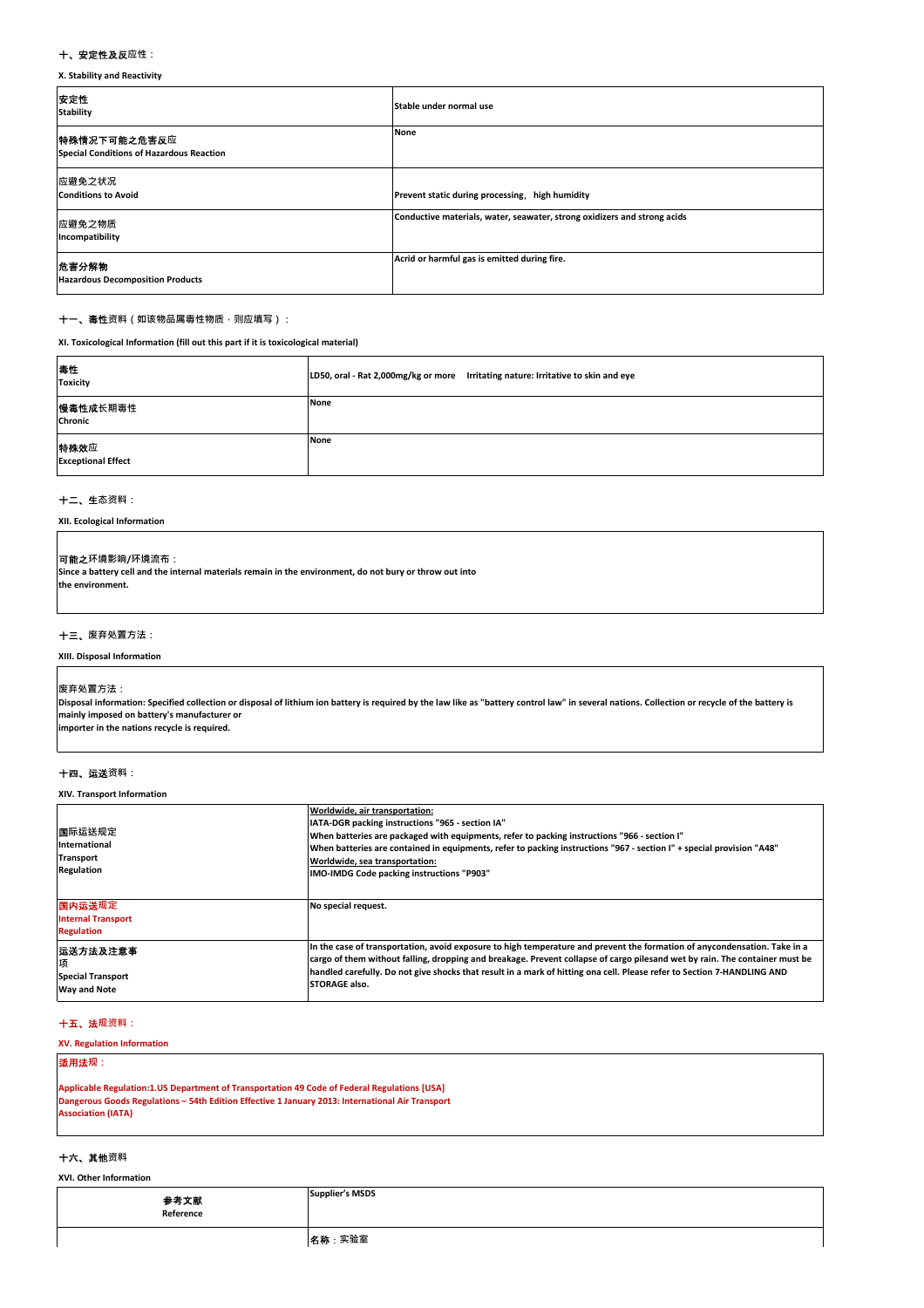十、安定性及反应性：

**X. Stability and Reactivity**

| | |
|---|---|
| 安定性<br>**Stability** | **Stable under normal use** |
| 特殊情况下可能之危害反应<br>**Special Conditions of Hazardous Reaction** | **None** |
| 应避免之状况<br>**Conditions to Avoid** | **Prevent static during processing，high humidity** |
| 应避免之物质<br>**Incompatibility** | **Conductive materials, water, seawater, strong oxidizers and strong acids** |
| 危害分解物<br>**Hazardous Decomposition Products** | **Acrid or harmful gas is emitted during fire.** |

十一、毒性资料（如该物品属毒性物质，则应填写）：

**XI. Toxicological Information (fill out this part if it is toxicological material)**

| | |
|---|---|
| 毒性<br>**Toxicity** | **LD50, oral - Rat 2,000mg/kg or more    Irritating nature: Irritative to skin and eye** |
| 慢毒性成长期毒性<br>**Chronic** | **None** |
| 特殊效应<br>**Exceptional Effect** | **None** |

十二、生态资料：

**XII. Ecological Information**

可能之环境影响/环境流布：
**Since a battery cell and the internal materials remain in the environment, do not bury or throw out into the environment.**

十三、废弃处置方法：

**XIII. Disposal Information**

废弃处置方法：
**Disposal information: Specified collection or disposal of lithium ion battery is required by the law like as "battery control law" in several nations. Collection or recycle of the battery is mainly imposed on battery's manufacturer or importer in the nations recycle is required.**

十四、运送资料：

**XIV. Transport Information**

| | |
|---|---|
| 国际运送规定<br>**International Transport Regulation** | **Worldwide, air transportation:**<br>**IATA-DGR packing instructions "965 - section IA"**<br>**When batteries are packaged with equipments, refer to packing instructions "966 - section I"**<br>**When batteries are contained in equipments, refer to packing instructions "967 - section I" + special provision "A48"**<br>**Worldwide, sea transportation:**<br>**IMO-IMDG Code packing instructions "P903"** |
| 国内运送规定<br>**Internal Transport Regulation** | **No special request.** |
| 运送方法及注意事项<br>**Special Transport Way and Note** | **In the case of transportation, avoid exposure to high temperature and prevent the formation of anycondensation. Take in a cargo of them without falling, dropping and breakage. Prevent collapse of cargo pilesand wet by rain. The container must be handled carefully. Do not give shocks that result in a mark of hitting ona cell. Please refer to Section 7-HANDLING AND STORAGE also.** |

十五、法规资料：

**XV. Regulation Information**

适用法规：

**Applicable Regulation:1.US Department of Transportation 49 Code of Federal Regulations [USA]**
**Dangerous Goods Regulations – 54th Edition Effective 1 January 2013: International Air Transport Association (IATA)**

十六、其他资料

**XVI. Other Information**

| | |
|---|---|
| 参考文献<br>**Reference** | **Supplier's MSDS** |
| | 名称：实验室 |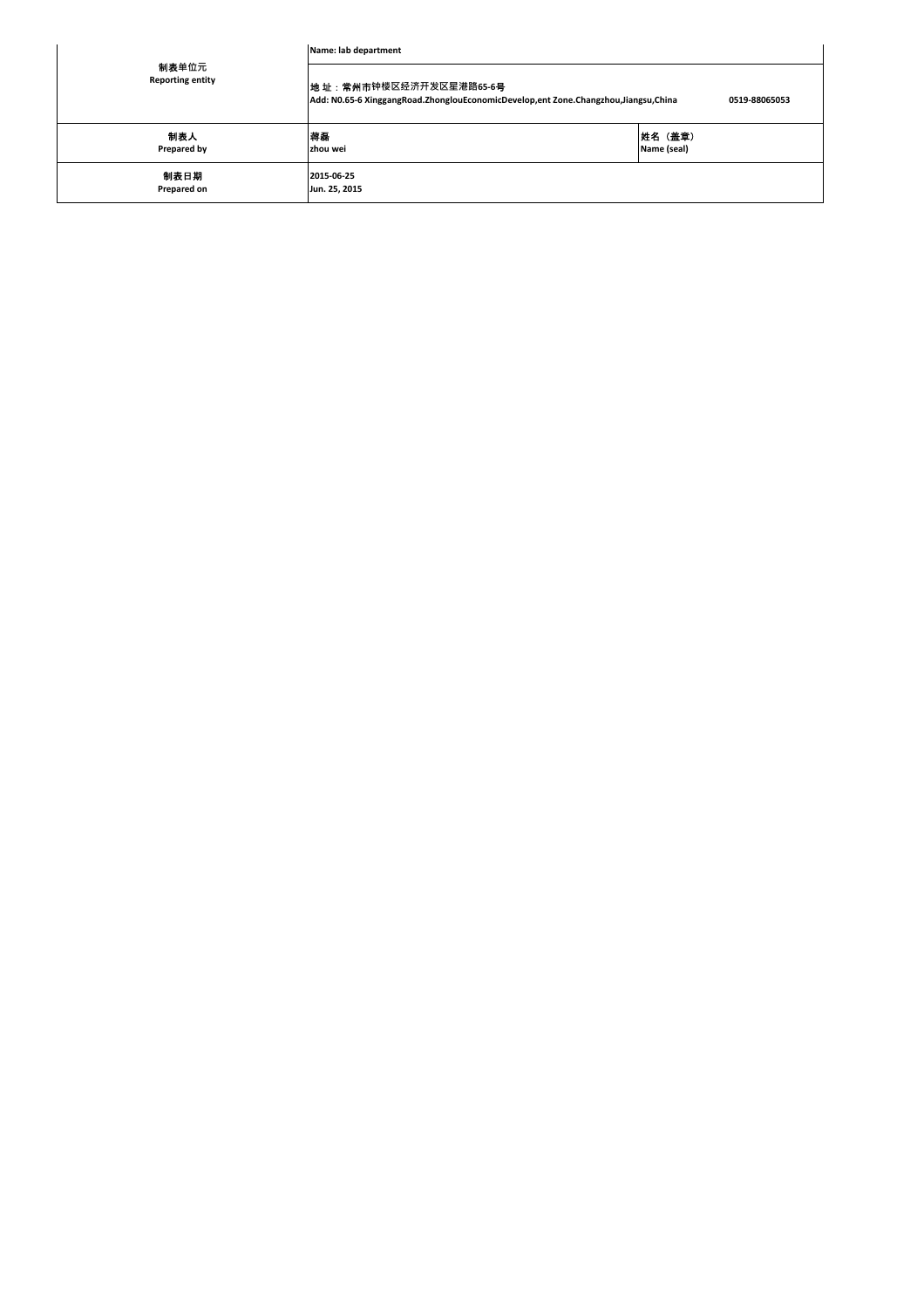| | | |
|---|---|---|
| 制表单位元<br>Reporting entity | Name: lab department<br><br>地 址：常州市钟楼区经济开发区星港路65-6号<br>Add: N0.65-6 XinggangRoad.ZhonglouEconomicDevelop,ent Zone.Changzhou,Jiangsu,China 0519-88065053 | |
| 制表人<br>Prepared by | 蒋磊<br>zhou wei | 姓名（盖章）<br>Name (seal) |
| 制表日期<br>Prepared on | 2015-06-25<br>Jun. 25, 2015 | |